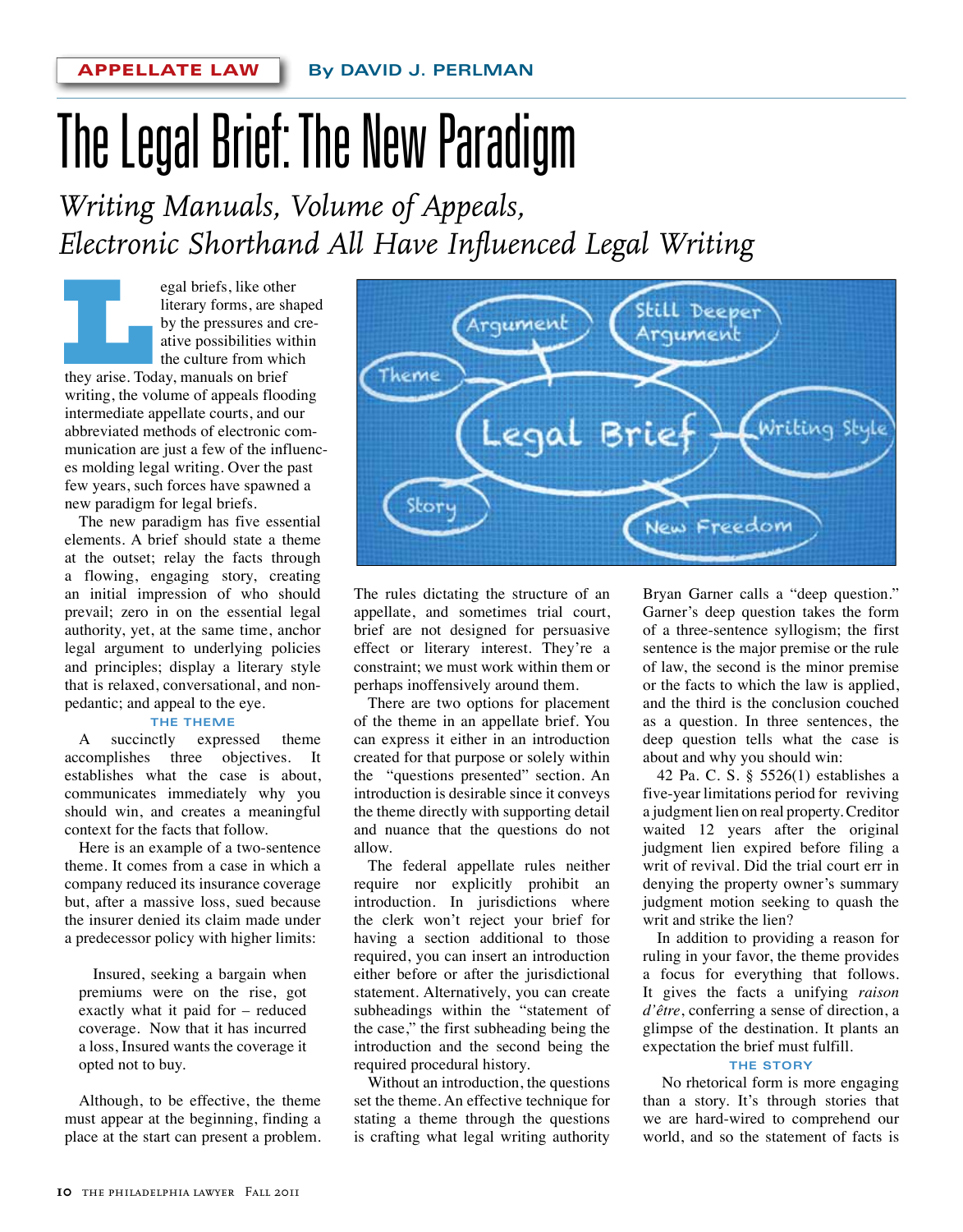APPELLATE LAW — By DAVID J. PERLMAN

# The Legal Brief: The New Paradigm

## *Writing Manuals, Volume of Appeals, Electronic Shorthand All Have Influenced Legal Writing*

Legal briefs, like other literary forms, are shaped by the pressures and creative possibilities within the culture from which they arise. Today, manuals on brief writing, the volume of appeals flooding intermediate appellate courts, and our abbreviated methods of electronic communication are just a few of the influences molding legal writing. Over the past few years, such forces have spawned a new paradigm for legal briefs.

The new paradigm has five essential elements. A brief should state a theme at the outset; relay the facts through a flowing, engaging story, creating an initial impression of who should prevail; zero in on the essential legal authority, yet, at the same time, anchor legal argument to underlying policies and principles; display a literary style that is relaxed, conversational, and non-pedantic; and appeal to the eye.

### THE THEME

A succinctly expressed theme accomplishes three objectives. It establishes what the case is about, communicates immediately why you should win, and creates a meaningful context for the facts that follow.

Here is an example of a two-sentence theme. It comes from a case in which a company reduced its insurance coverage but, after a massive loss, sued because the insurer denied its claim made under a predecessor policy with higher limits:

> Insured, seeking a bargain when premiums were on the rise, got exactly what it paid for – reduced coverage. Now that it has incurred a loss, Insured wants the coverage it opted not to buy.

Although, to be effective, the theme must appear at the beginning, finding a place at the start can present a problem. The rules dictating the structure of an appellate, and sometimes trial court, brief are not designed for persuasive effect or literary interest. They're a constraint; we must work within them or perhaps inoffensively around them.

There are two options for placement of the theme in an appellate brief. You can express it either in an introduction created for that purpose or solely within the "questions presented" section. An introduction is desirable since it conveys the theme directly with supporting detail and nuance that the questions do not allow.

The federal appellate rules neither require nor explicitly prohibit an introduction. In jurisdictions where the clerk won't reject your brief for having a section additional to those required, you can insert an introduction either before or after the jurisdictional statement. Alternatively, you can create subheadings within the "statement of the case," the first subheading being the introduction and the second being the required procedural history.

Without an introduction, the questions set the theme. An effective technique for stating a theme through the questions is crafting what legal writing authority Bryan Garner calls a "deep question." Garner's deep question takes the form of a three-sentence syllogism; the first sentence is the major premise or the rule of law, the second is the minor premise or the facts to which the law is applied, and the third is the conclusion couched as a question. In three sentences, the deep question tells what the case is about and why you should win:

> 42 Pa. C. S. § 5526(1) establishes a five-year limitations period for reviving a judgment lien on real property. Creditor waited 12 years after the original judgment lien expired before filing a writ of revival. Did the trial court err in denying the property owner's summary judgment motion seeking to quash the writ and strike the lien?

In addition to providing a reason for ruling in your favor, the theme provides a focus for everything that follows. It gives the facts a unifying *raison d'être*, conferring a sense of direction, a glimpse of the destination. It plants an expectation the brief must fulfill.

### THE STORY

No rhetorical form is more engaging than a story. It's through stories that we are hard-wired to comprehend our world, and so the statement of facts is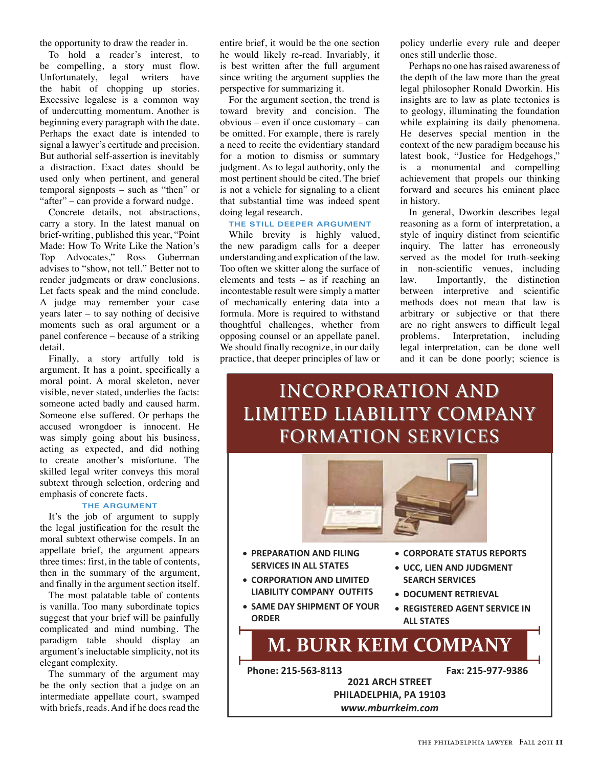the opportunity to draw the reader in.

To hold a reader's interest, to be compelling, a story must flow. Unfortunately, legal writers have the habit of chopping up stories. Excessive legalese is a common way of undercutting momentum. Another is beginning every paragraph with the date. Perhaps the exact date is intended to signal a lawyer's certitude and precision. But authorial self-assertion is inevitably a distraction. Exact dates should be used only when pertinent, and general temporal signposts – such as "then" or "after" – can provide a forward nudge.

Concrete details, not abstractions, carry a story. In the latest manual on brief-writing, published this year, "Point Made: How To Write Like the Nation's Top Advocates," Ross Guberman advises to "show, not tell." Better not to render judgments or draw conclusions. Let facts speak and the mind conclude. A judge may remember your case years later – to say nothing of decisive moments such as oral argument or a panel conference – because of a striking detail.

Finally, a story artfully told is argument. It has a point, specifically a moral point. A moral skeleton, never visible, never stated, underlies the facts: someone acted badly and caused harm. Someone else suffered. Or perhaps the accused wrongdoer is innocent. He was simply going about his business, acting as expected, and did nothing to create another's misfortune. The skilled legal writer conveys this moral subtext through selection, ordering and emphasis of concrete facts.

### THE ARGUMENT

It's the job of argument to supply the legal justification for the result the moral subtext otherwise compels. In an appellate brief, the argument appears three times: first, in the table of contents, then in the summary of the argument, and finally in the argument section itself.

The most palatable table of contents is vanilla. Too many subordinate topics suggest that your brief will be painfully complicated and mind numbing. The paradigm table should display an argument's ineluctable simplicity, not its elegant complexity.

The summary of the argument may be the only section that a judge on an intermediate appellate court, swamped with briefs, reads. And if he does read the entire brief, it would be the one section he would likely re-read. Invariably, it is best written after the full argument since writing the argument supplies the perspective for summarizing it.

For the argument section, the trend is toward brevity and concision. The obvious – even if once customary – can be omitted. For example, there is rarely a need to recite the evidentiary standard for a motion to dismiss or summary judgment. As to legal authority, only the most pertinent should be cited. The brief is not a vehicle for signaling to a client that substantial time was indeed spent doing legal research.

### THE STILL DEEPER ARGUMENT

While brevity is highly valued, the new paradigm calls for a deeper understanding and explication of the law. Too often we skitter along the surface of elements and tests – as if reaching an incontestable result were simply a matter of mechanically entering data into a formula. More is required to withstand thoughtful challenges, whether from opposing counsel or an appellate panel. We should finally recognize, in our daily practice, that deeper principles of law or policy underlie every rule and deeper ones still underlie those.

Perhaps no one has raised awareness of the depth of the law more than the great legal philosopher Ronald Dworkin. His insights are to law as plate tectonics is to geology, illuminating the foundation while explaining its daily phenomena. He deserves special mention in the context of the new paradigm because his latest book, "Justice for Hedgehogs," is a monumental and compelling achievement that propels our thinking forward and secures his eminent place in history.

In general, Dworkin describes legal reasoning as a form of interpretation, a style of inquiry distinct from scientific inquiry. The latter has erroneously served as the model for truth-seeking in non-scientific venues, including law. Importantly, the distinction between interpretive and scientific methods does not mean that law is arbitrary or subjective or that there are no right answers to difficult legal problems. Interpretation, including legal interpretation, can be done well and it can be done poorly; science is

## INCORPORATION AND LIMITED LIABILITY COMPANY FORMATION SERVICES

- **PREPARATION AND FILING SERVICES IN ALL STATES**
- **CORPORATION AND LIMITED LIABILITY COMPANY OUTFITS**
- **SAME DAY SHIPMENT OF YOUR ORDER**
- **CORPORATE STATUS REPORTS**
- **UCC, LIEN AND JUDGMENT SEARCH SERVICES**
- **DOCUMENT RETRIEVAL**
- **REGISTERED AGENT SERVICE IN ALL STATES**

## M. BURR KEIM COMPANY

**Phone: 215-563-8113** **Fax: 215-977-9386**

**2021 ARCH STREET**
**PHILADELPHIA, PA 19103**
***www.mburrkeim.com***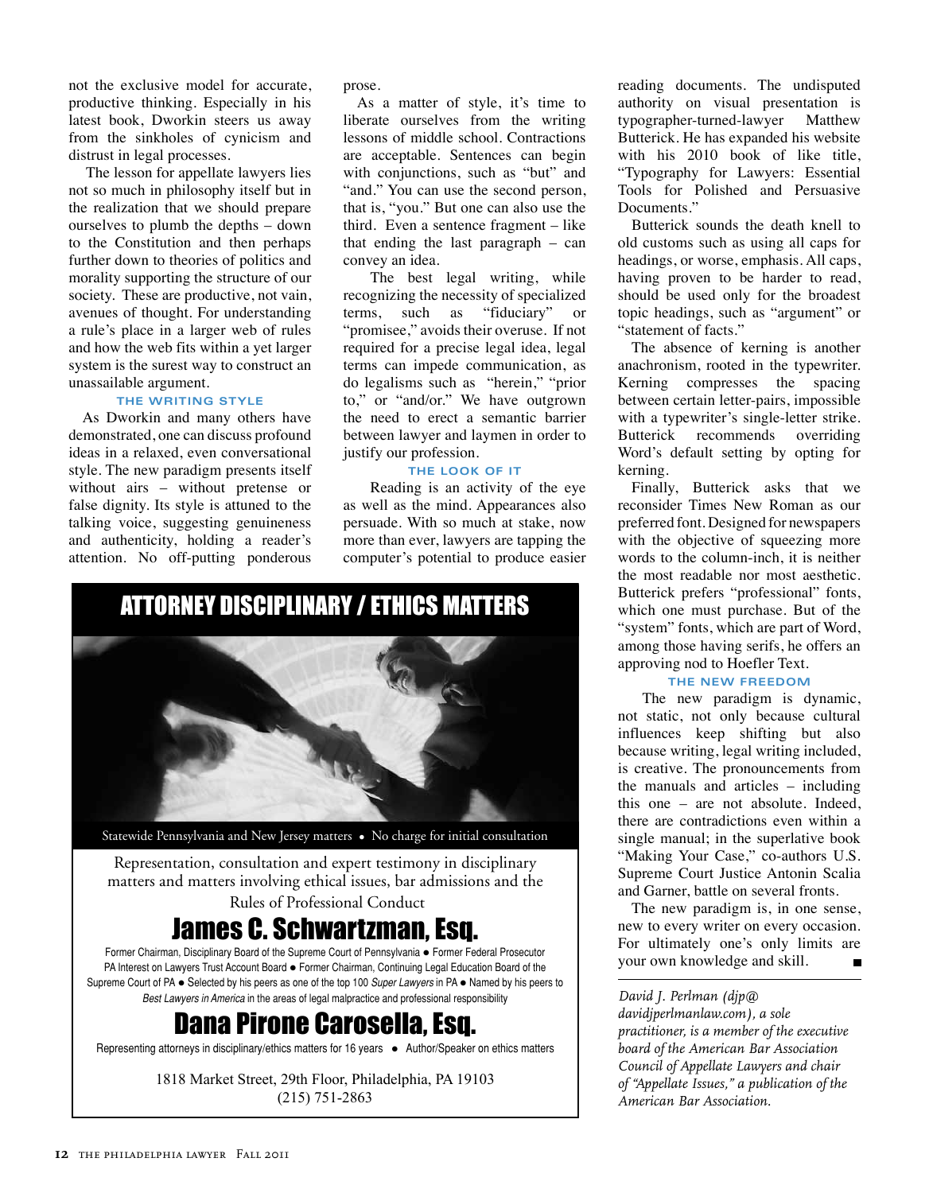not the exclusive model for accurate, productive thinking. Especially in his latest book, Dworkin steers us away from the sinkholes of cynicism and distrust in legal processes.

The lesson for appellate lawyers lies not so much in philosophy itself but in the realization that we should prepare ourselves to plumb the depths – down to the Constitution and then perhaps further down to theories of politics and morality supporting the structure of our society. These are productive, not vain, avenues of thought. For understanding a rule's place in a larger web of rules and how the web fits within a yet larger system is the surest way to construct an unassailable argument.

### THE WRITING STYLE

As Dworkin and many others have demonstrated, one can discuss profound ideas in a relaxed, even conversational style. The new paradigm presents itself without airs – without pretense or false dignity. Its style is attuned to the talking voice, suggesting genuineness and authenticity, holding a reader's attention. No off-putting ponderous prose.

As a matter of style, it's time to liberate ourselves from the writing lessons of middle school. Contractions are acceptable. Sentences can begin with conjunctions, such as "but" and "and." You can use the second person, that is, "you." But one can also use the third. Even a sentence fragment – like that ending the last paragraph – can convey an idea.

The best legal writing, while recognizing the necessity of specialized terms, such as "fiduciary" or "promisee," avoids their overuse. If not required for a precise legal idea, legal terms can impede communication, as do legalisms such as "herein," "prior to," or "and/or." We have outgrown the need to erect a semantic barrier between lawyer and laymen in order to justify our profession.

### THE LOOK OF IT

Reading is an activity of the eye as well as the mind. Appearances also persuade. With so much at stake, now more than ever, lawyers are tapping the computer's potential to produce easier reading documents. The undisputed authority on visual presentation is typographer-turned-lawyer Matthew Butterick. He has expanded his website with his 2010 book of like title, "Typography for Lawyers: Essential Tools for Polished and Persuasive Documents."

Butterick sounds the death knell to old customs such as using all caps for headings, or worse, emphasis. All caps, having proven to be harder to read, should be used only for the broadest topic headings, such as "argument" or "statement of facts."

The absence of kerning is another anachronism, rooted in the typewriter. Kerning compresses the spacing between certain letter-pairs, impossible with a typewriter's single-letter strike. Butterick recommends overriding Word's default setting by opting for kerning.

Finally, Butterick asks that we reconsider Times New Roman as our preferred font. Designed for newspapers with the objective of squeezing more words to the column-inch, it is neither the most readable nor most aesthetic. Butterick prefers "professional" fonts, which one must purchase. But of the "system" fonts, which are part of Word, among those having serifs, he offers an approving nod to Hoefler Text.

### THE NEW FREEDOM

The new paradigm is dynamic, not static, not only because cultural influences keep shifting but also because writing, legal writing included, is creative. The pronouncements from the manuals and articles – including this one – are not absolute. Indeed, there are contradictions even within a single manual; in the superlative book "Making Your Case," co-authors U.S. Supreme Court Justice Antonin Scalia and Garner, battle on several fronts.

The new paradigm is, in one sense, new to every writer on every occasion. For ultimately one's only limits are your own knowledge and skill. ■

*David J. Perlman (djp@davidjperlmanlaw.com), a sole practitioner, is a member of the executive board of the American Bar Association Council of Appellate Lawyers and chair of "Appellate Issues," a publication of the American Bar Association.*

---

## ATTORNEY DISCIPLINARY / ETHICS MATTERS

Statewide Pennsylvania and New Jersey matters • No charge for initial consultation

Representation, consultation and expert testimony in disciplinary matters and matters involving ethical issues, bar admissions and the Rules of Professional Conduct

## James C. Schwartzman, Esq.

Former Chairman, Disciplinary Board of the Supreme Court of Pennsylvania • Former Federal Prosecutor
PA Interest on Lawyers Trust Account Board • Former Chairman, Continuing Legal Education Board of the Supreme Court of PA • Selected by his peers as one of the top 100 *Super Lawyers* in PA • Named by his peers to *Best Lawyers in America* in the areas of legal malpractice and professional responsibility

## Dana Pirone Carosella, Esq.

Representing attorneys in disciplinary/ethics matters for 16 years • Author/Speaker on ethics matters

1818 Market Street, 29th Floor, Philadelphia, PA 19103
(215) 751-2863